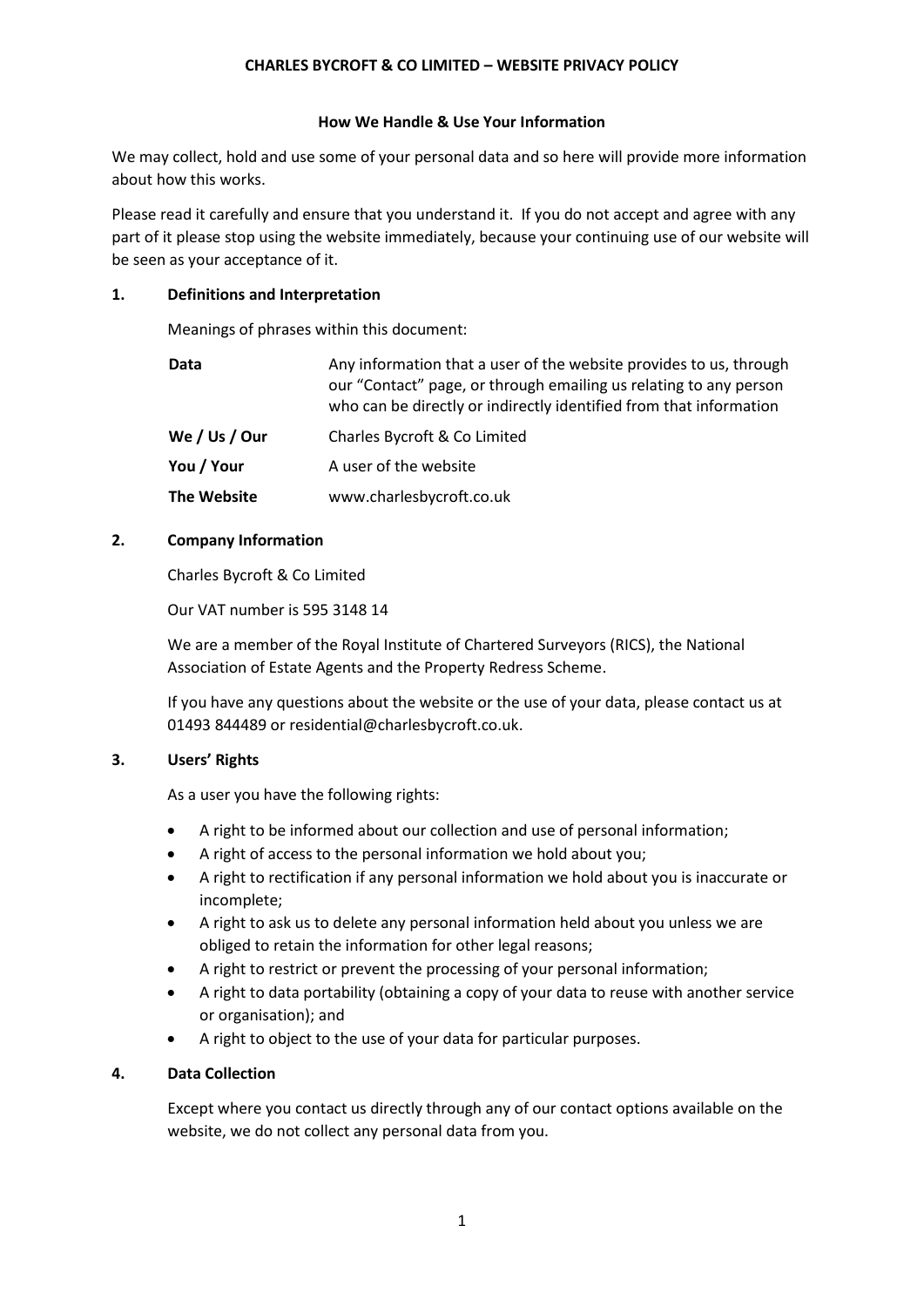# CHARLES BYCROFT & CO LIMITED – WEBSITE PRIVACY POLICY

## How We Handle & Use Your Information

We may collect, hold and use some of your personal data and so here will provide more information about how this works.

Please read it carefully and ensure that you understand it. If you do not accept and agree with any part of it please stop using the website immediately, because your continuing use of our website will be seen as your acceptance of it.

### 1. Definitions and Interpretation

Meanings of phrases within this document:

| | |
|---|---|
| **Data** | Any information that a user of the website provides to us, through our "Contact" page, or through emailing us relating to any person who can be directly or indirectly identified from that information |
| **We / Us / Our** | Charles Bycroft & Co Limited |
| **You / Your** | A user of the website |
| **The Website** | www.charlesbycroft.co.uk |

### 2. Company Information

Charles Bycroft & Co Limited

Our VAT number is 595 3148 14

We are a member of the Royal Institute of Chartered Surveyors (RICS), the National Association of Estate Agents and the Property Redress Scheme.

If you have any questions about the website or the use of your data, please contact us at 01493 844489 or residential@charlesbycroft.co.uk.

### 3. Users' Rights

As a user you have the following rights:

- A right to be informed about our collection and use of personal information;
- A right of access to the personal information we hold about you;
- A right to rectification if any personal information we hold about you is inaccurate or incomplete;
- A right to ask us to delete any personal information held about you unless we are obliged to retain the information for other legal reasons;
- A right to restrict or prevent the processing of your personal information;
- A right to data portability (obtaining a copy of your data to reuse with another service or organisation); and
- A right to object to the use of your data for particular purposes.

### 4. Data Collection

Except where you contact us directly through any of our contact options available on the website, we do not collect any personal data from you.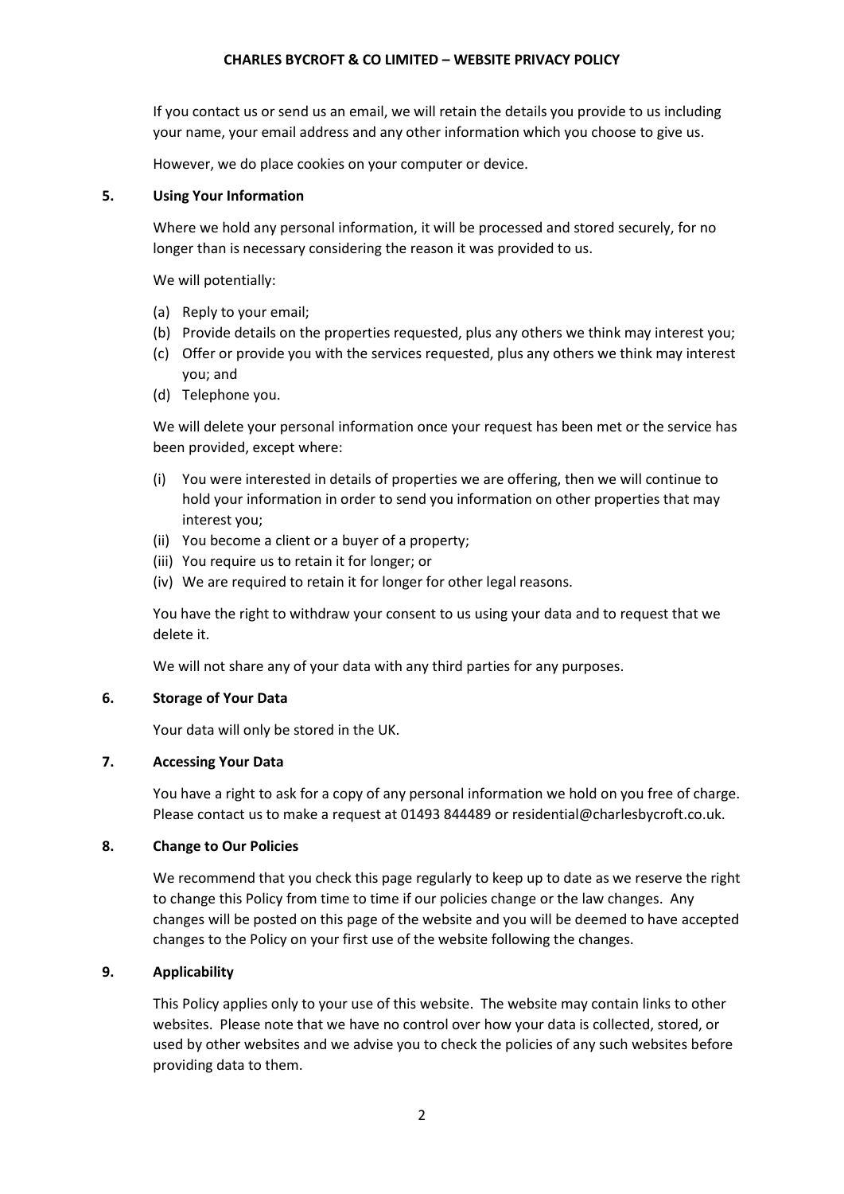If you contact us or send us an email, we will retain the details you provide to us including your name, your email address and any other information which you choose to give us.

However, we do place cookies on your computer or device.

## 5. Using Your Information

Where we hold any personal information, it will be processed and stored securely, for no longer than is necessary considering the reason it was provided to us.

We will potentially:

(a) Reply to your email;
(b) Provide details on the properties requested, plus any others we think may interest you;
(c) Offer or provide you with the services requested, plus any others we think may interest you; and
(d) Telephone you.

We will delete your personal information once your request has been met or the service has been provided, except where:

(i) You were interested in details of properties we are offering, then we will continue to hold your information in order to send you information on other properties that may interest you;
(ii) You become a client or a buyer of a property;
(iii) You require us to retain it for longer; or
(iv) We are required to retain it for longer for other legal reasons.

You have the right to withdraw your consent to us using your data and to request that we delete it.

We will not share any of your data with any third parties for any purposes.

## 6. Storage of Your Data

Your data will only be stored in the UK.

## 7. Accessing Your Data

You have a right to ask for a copy of any personal information we hold on you free of charge. Please contact us to make a request at 01493 844489 or residential@charlesbycroft.co.uk.

## 8. Change to Our Policies

We recommend that you check this page regularly to keep up to date as we reserve the right to change this Policy from time to time if our policies change or the law changes. Any changes will be posted on this page of the website and you will be deemed to have accepted changes to the Policy on your first use of the website following the changes.

## 9. Applicability

This Policy applies only to your use of this website. The website may contain links to other websites. Please note that we have no control over how your data is collected, stored, or used by other websites and we advise you to check the policies of any such websites before providing data to them.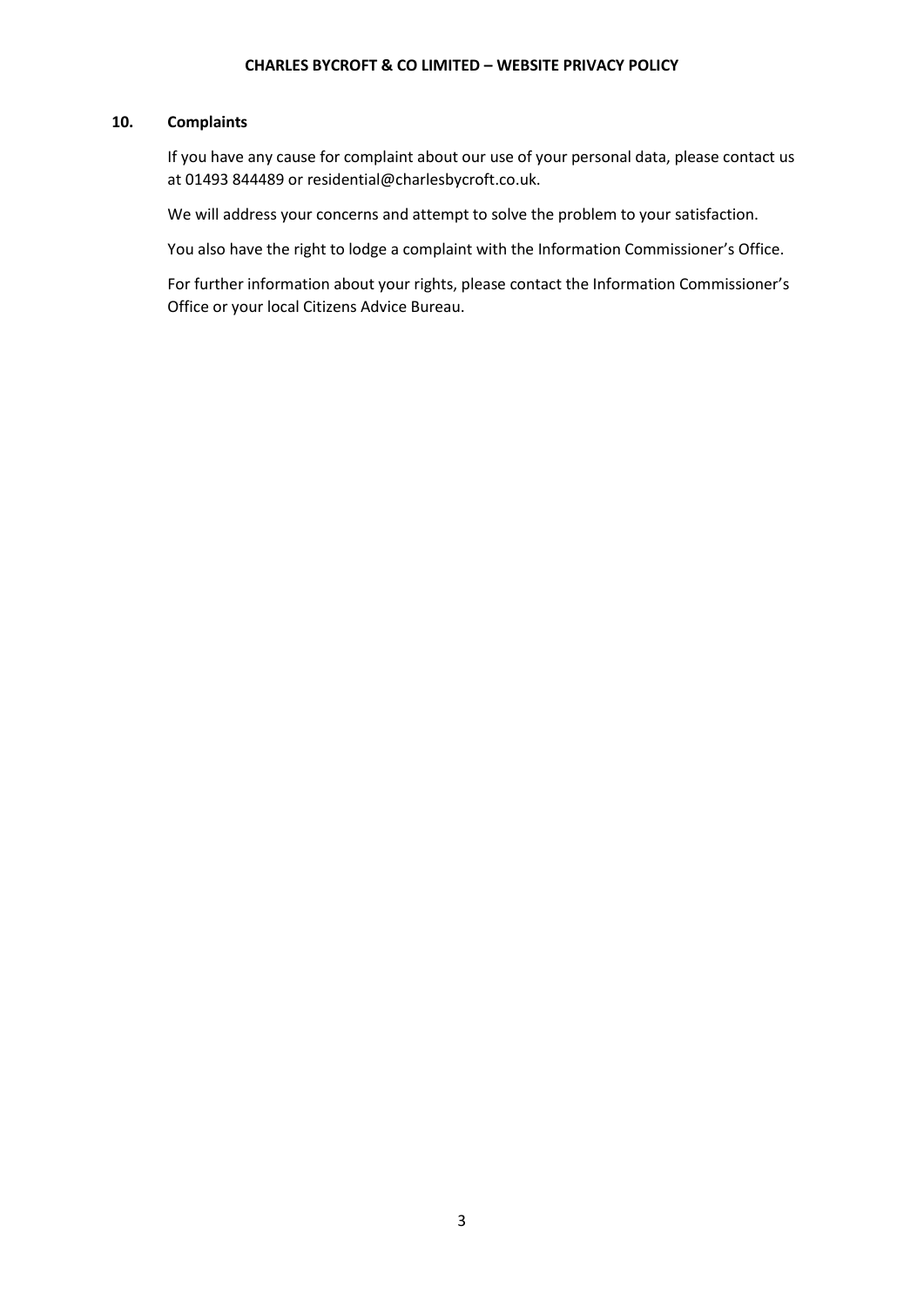## 10. Complaints

If you have any cause for complaint about our use of your personal data, please contact us at 01493 844489 or residential@charlesbycroft.co.uk.

We will address your concerns and attempt to solve the problem to your satisfaction.

You also have the right to lodge a complaint with the Information Commissioner's Office.

For further information about your rights, please contact the Information Commissioner's Office or your local Citizens Advice Bureau.